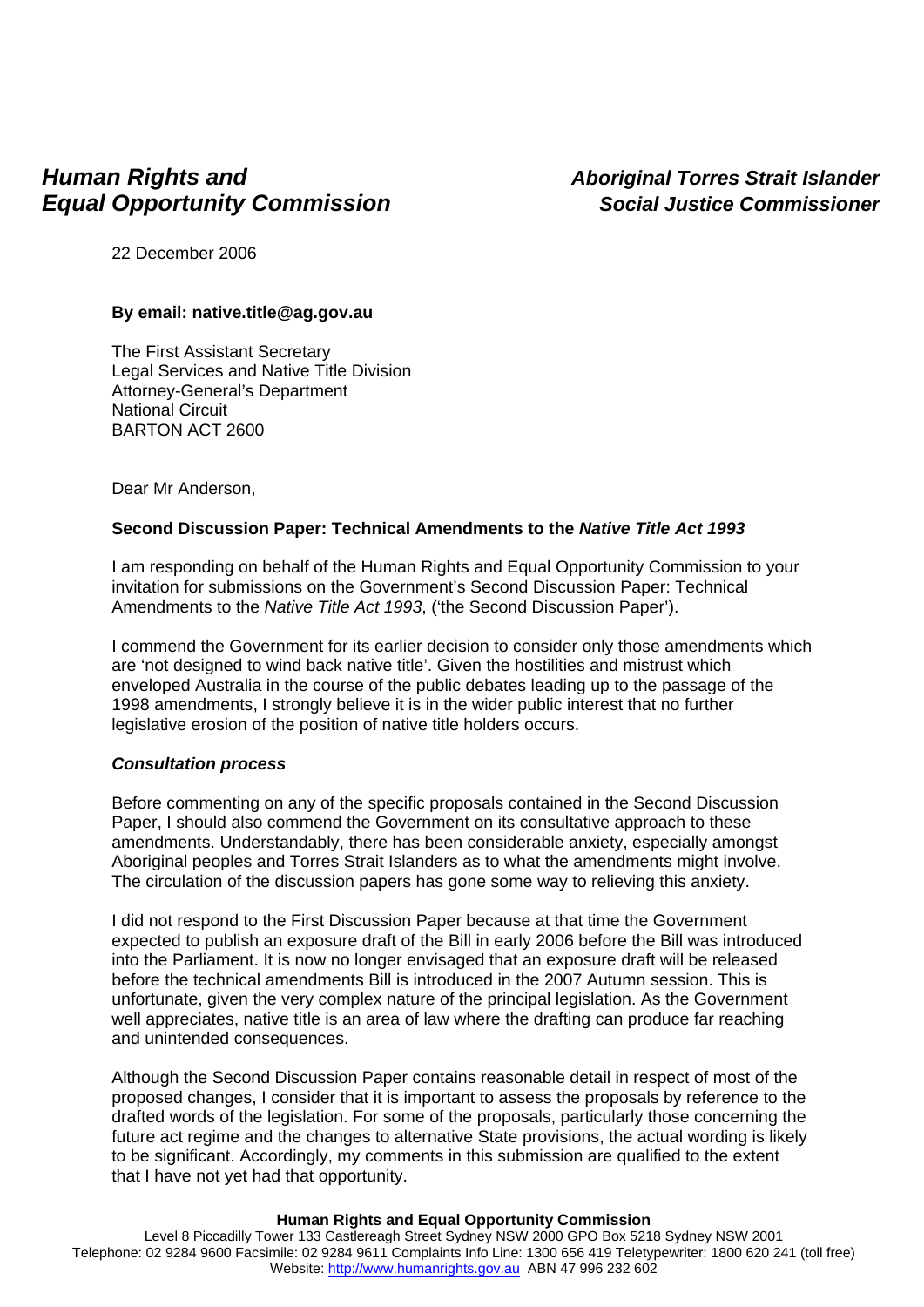**Human Rights and Equal Opportunity Commission**

**Aboriginal Torres Strait Islander Social Justice Commissioner**

22 December 2006

**By email: native.title@ag.gov.au**

The First Assistant Secretary
Legal Services and Native Title Division
Attorney-General's Department
National Circuit
BARTON ACT 2600

Dear Mr Anderson,

**Second Discussion Paper: Technical Amendments to the *Native Title Act 1993***

I am responding on behalf of the Human Rights and Equal Opportunity Commission to your invitation for submissions on the Government's Second Discussion Paper: Technical Amendments to the *Native Title Act 1993*, ('the Second Discussion Paper').

I commend the Government for its earlier decision to consider only those amendments which are 'not designed to wind back native title'. Given the hostilities and mistrust which enveloped Australia in the course of the public debates leading up to the passage of the 1998 amendments, I strongly believe it is in the wider public interest that no further legislative erosion of the position of native title holders occurs.

***Consultation process***

Before commenting on any of the specific proposals contained in the Second Discussion Paper, I should also commend the Government on its consultative approach to these amendments. Understandably, there has been considerable anxiety, especially amongst Aboriginal peoples and Torres Strait Islanders as to what the amendments might involve. The circulation of the discussion papers has gone some way to relieving this anxiety.

I did not respond to the First Discussion Paper because at that time the Government expected to publish an exposure draft of the Bill in early 2006 before the Bill was introduced into the Parliament. It is now no longer envisaged that an exposure draft will be released before the technical amendments Bill is introduced in the 2007 Autumn session. This is unfortunate, given the very complex nature of the principal legislation. As the Government well appreciates, native title is an area of law where the drafting can produce far reaching and unintended consequences.

Although the Second Discussion Paper contains reasonable detail in respect of most of the proposed changes, I consider that it is important to assess the proposals by reference to the drafted words of the legislation. For some of the proposals, particularly those concerning the future act regime and the changes to alternative State provisions, the actual wording is likely to be significant. Accordingly, my comments in this submission are qualified to the extent that I have not yet had that opportunity.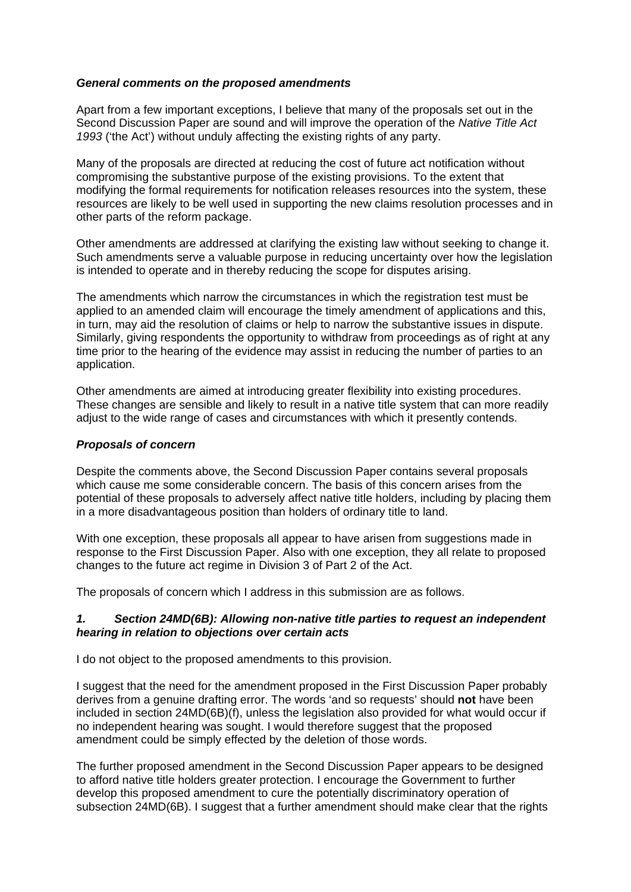### *General comments on the proposed amendments*

Apart from a few important exceptions, I believe that many of the proposals set out in the Second Discussion Paper are sound and will improve the operation of the *Native Title Act 1993* ('the Act') without unduly affecting the existing rights of any party.

Many of the proposals are directed at reducing the cost of future act notification without compromising the substantive purpose of the existing provisions. To the extent that modifying the formal requirements for notification releases resources into the system, these resources are likely to be well used in supporting the new claims resolution processes and in other parts of the reform package.

Other amendments are addressed at clarifying the existing law without seeking to change it. Such amendments serve a valuable purpose in reducing uncertainty over how the legislation is intended to operate and in thereby reducing the scope for disputes arising.

The amendments which narrow the circumstances in which the registration test must be applied to an amended claim will encourage the timely amendment of applications and this, in turn, may aid the resolution of claims or help to narrow the substantive issues in dispute. Similarly, giving respondents the opportunity to withdraw from proceedings as of right at any time prior to the hearing of the evidence may assist in reducing the number of parties to an application.

Other amendments are aimed at introducing greater flexibility into existing procedures. These changes are sensible and likely to result in a native title system that can more readily adjust to the wide range of cases and circumstances with which it presently contends.

### *Proposals of concern*

Despite the comments above, the Second Discussion Paper contains several proposals which cause me some considerable concern. The basis of this concern arises from the potential of these proposals to adversely affect native title holders, including by placing them in a more disadvantageous position than holders of ordinary title to land.

With one exception, these proposals all appear to have arisen from suggestions made in response to the First Discussion Paper. Also with one exception, they all relate to proposed changes to the future act regime in Division 3 of Part 2 of the Act.

The proposals of concern which I address in this submission are as follows.

### *1. Section 24MD(6B): Allowing non-native title parties to request an independent hearing in relation to objections over certain acts*

I do not object to the proposed amendments to this provision.

I suggest that the need for the amendment proposed in the First Discussion Paper probably derives from a genuine drafting error. The words 'and so requests' should **not** have been included in section 24MD(6B)(f), unless the legislation also provided for what would occur if no independent hearing was sought. I would therefore suggest that the proposed amendment could be simply effected by the deletion of those words.

The further proposed amendment in the Second Discussion Paper appears to be designed to afford native title holders greater protection. I encourage the Government to further develop this proposed amendment to cure the potentially discriminatory operation of subsection 24MD(6B). I suggest that a further amendment should make clear that the rights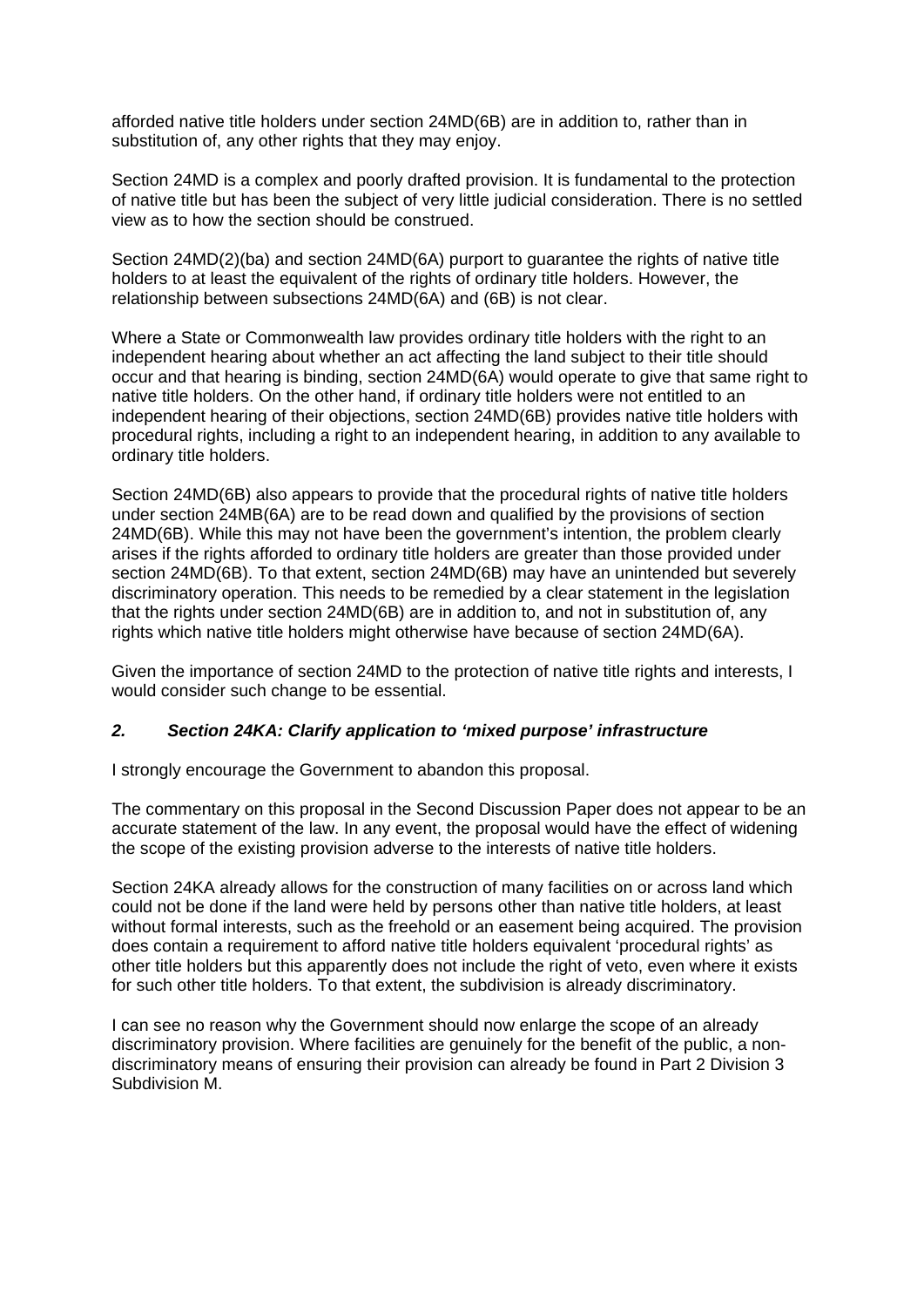afforded native title holders under section 24MD(6B) are in addition to, rather than in substitution of, any other rights that they may enjoy.

Section 24MD is a complex and poorly drafted provision. It is fundamental to the protection of native title but has been the subject of very little judicial consideration. There is no settled view as to how the section should be construed.

Section 24MD(2)(ba) and section 24MD(6A) purport to guarantee the rights of native title holders to at least the equivalent of the rights of ordinary title holders. However, the relationship between subsections 24MD(6A) and (6B) is not clear.

Where a State or Commonwealth law provides ordinary title holders with the right to an independent hearing about whether an act affecting the land subject to their title should occur and that hearing is binding, section 24MD(6A) would operate to give that same right to native title holders. On the other hand, if ordinary title holders were not entitled to an independent hearing of their objections, section 24MD(6B) provides native title holders with procedural rights, including a right to an independent hearing, in addition to any available to ordinary title holders.

Section 24MD(6B) also appears to provide that the procedural rights of native title holders under section 24MB(6A) are to be read down and qualified by the provisions of section 24MD(6B). While this may not have been the government's intention, the problem clearly arises if the rights afforded to ordinary title holders are greater than those provided under section 24MD(6B). To that extent, section 24MD(6B) may have an unintended but severely discriminatory operation. This needs to be remedied by a clear statement in the legislation that the rights under section 24MD(6B) are in addition to, and not in substitution of, any rights which native title holders might otherwise have because of section 24MD(6A).

Given the importance of section 24MD to the protection of native title rights and interests, I would consider such change to be essential.

### *2. Section 24KA: Clarify application to 'mixed purpose' infrastructure*

I strongly encourage the Government to abandon this proposal.

The commentary on this proposal in the Second Discussion Paper does not appear to be an accurate statement of the law. In any event, the proposal would have the effect of widening the scope of the existing provision adverse to the interests of native title holders.

Section 24KA already allows for the construction of many facilities on or across land which could not be done if the land were held by persons other than native title holders, at least without formal interests, such as the freehold or an easement being acquired. The provision does contain a requirement to afford native title holders equivalent 'procedural rights' as other title holders but this apparently does not include the right of veto, even where it exists for such other title holders. To that extent, the subdivision is already discriminatory.

I can see no reason why the Government should now enlarge the scope of an already discriminatory provision. Where facilities are genuinely for the benefit of the public, a non-discriminatory means of ensuring their provision can already be found in Part 2 Division 3 Subdivision M.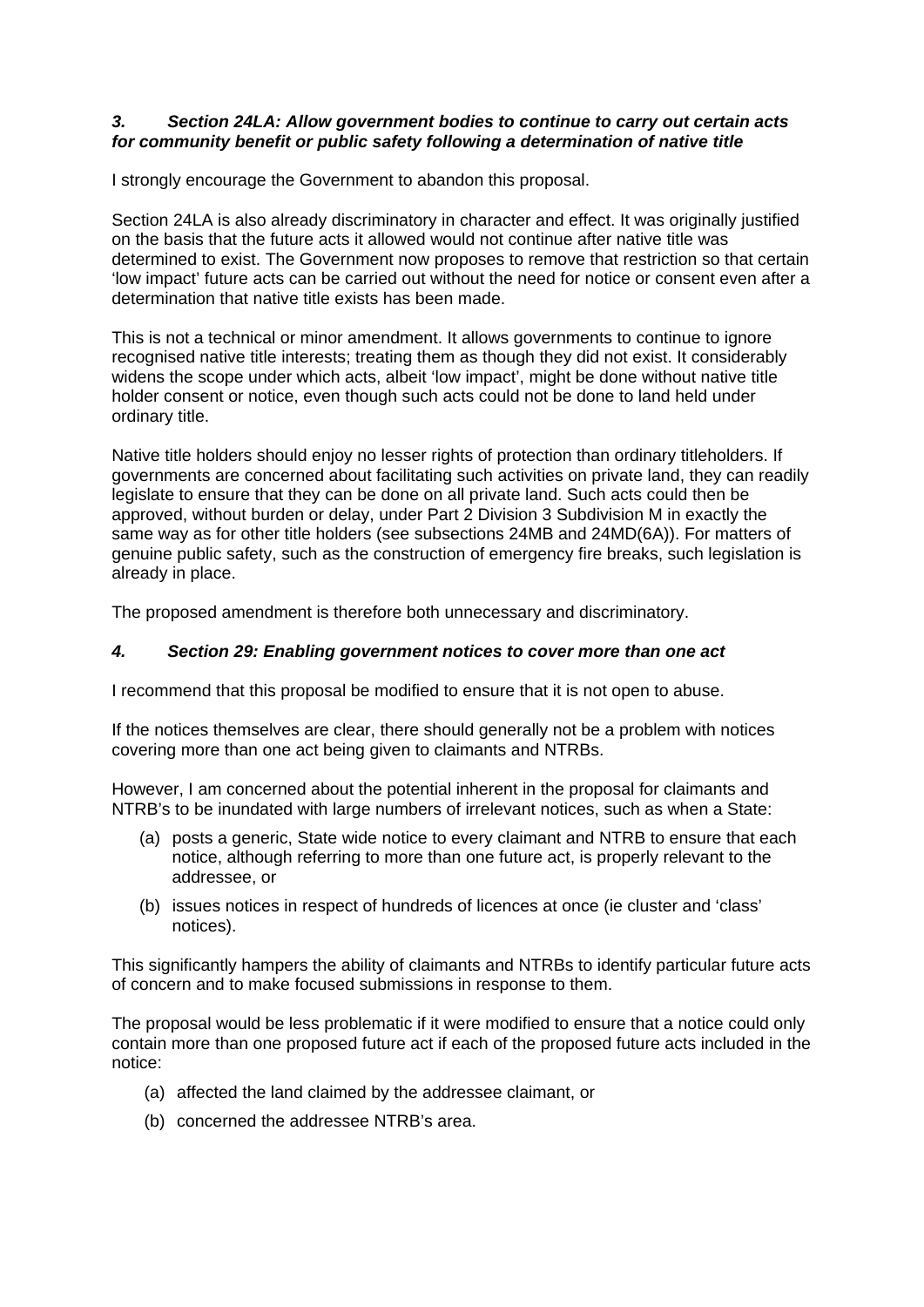### *3. Section 24LA: Allow government bodies to continue to carry out certain acts for community benefit or public safety following a determination of native title*

I strongly encourage the Government to abandon this proposal.

Section 24LA is also already discriminatory in character and effect. It was originally justified on the basis that the future acts it allowed would not continue after native title was determined to exist. The Government now proposes to remove that restriction so that certain 'low impact' future acts can be carried out without the need for notice or consent even after a determination that native title exists has been made.

This is not a technical or minor amendment. It allows governments to continue to ignore recognised native title interests; treating them as though they did not exist. It considerably widens the scope under which acts, albeit 'low impact', might be done without native title holder consent or notice, even though such acts could not be done to land held under ordinary title.

Native title holders should enjoy no lesser rights of protection than ordinary titleholders. If governments are concerned about facilitating such activities on private land, they can readily legislate to ensure that they can be done on all private land. Such acts could then be approved, without burden or delay, under Part 2 Division 3 Subdivision M in exactly the same way as for other title holders (see subsections 24MB and 24MD(6A)). For matters of genuine public safety, such as the construction of emergency fire breaks, such legislation is already in place.

The proposed amendment is therefore both unnecessary and discriminatory.

### *4. Section 29: Enabling government notices to cover more than one act*

I recommend that this proposal be modified to ensure that it is not open to abuse.

If the notices themselves are clear, there should generally not be a problem with notices covering more than one act being given to claimants and NTRBs.

However, I am concerned about the potential inherent in the proposal for claimants and NTRB's to be inundated with large numbers of irrelevant notices, such as when a State:

(a) posts a generic, State wide notice to every claimant and NTRB to ensure that each notice, although referring to more than one future act, is properly relevant to the addressee, or

(b) issues notices in respect of hundreds of licences at once (ie cluster and 'class' notices).

This significantly hampers the ability of claimants and NTRBs to identify particular future acts of concern and to make focused submissions in response to them.

The proposal would be less problematic if it were modified to ensure that a notice could only contain more than one proposed future act if each of the proposed future acts included in the notice:

(a) affected the land claimed by the addressee claimant, or

(b) concerned the addressee NTRB's area.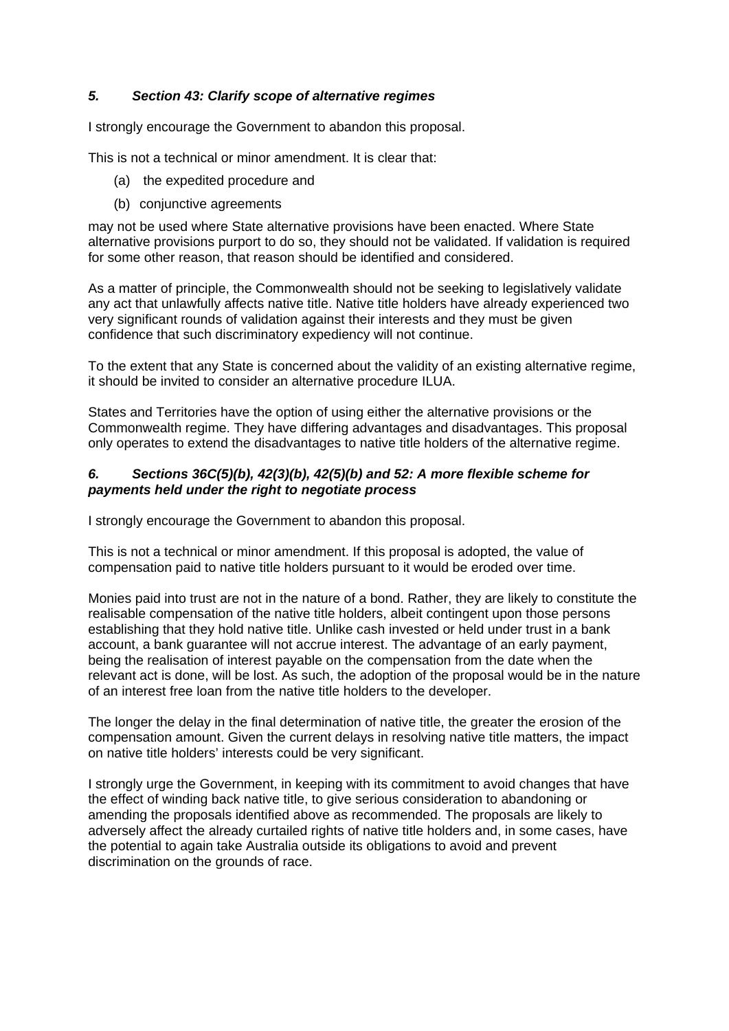### *5. Section 43: Clarify scope of alternative regimes*

I strongly encourage the Government to abandon this proposal.

This is not a technical or minor amendment. It is clear that:

(a) the expedited procedure and

(b) conjunctive agreements

may not be used where State alternative provisions have been enacted. Where State alternative provisions purport to do so, they should not be validated. If validation is required for some other reason, that reason should be identified and considered.

As a matter of principle, the Commonwealth should not be seeking to legislatively validate any act that unlawfully affects native title. Native title holders have already experienced two very significant rounds of validation against their interests and they must be given confidence that such discriminatory expediency will not continue.

To the extent that any State is concerned about the validity of an existing alternative regime, it should be invited to consider an alternative procedure ILUA.

States and Territories have the option of using either the alternative provisions or the Commonwealth regime. They have differing advantages and disadvantages. This proposal only operates to extend the disadvantages to native title holders of the alternative regime.

### *6. Sections 36C(5)(b), 42(3)(b), 42(5)(b) and 52: A more flexible scheme for payments held under the right to negotiate process*

I strongly encourage the Government to abandon this proposal.

This is not a technical or minor amendment. If this proposal is adopted, the value of compensation paid to native title holders pursuant to it would be eroded over time.

Monies paid into trust are not in the nature of a bond. Rather, they are likely to constitute the realisable compensation of the native title holders, albeit contingent upon those persons establishing that they hold native title. Unlike cash invested or held under trust in a bank account, a bank guarantee will not accrue interest. The advantage of an early payment, being the realisation of interest payable on the compensation from the date when the relevant act is done, will be lost. As such, the adoption of the proposal would be in the nature of an interest free loan from the native title holders to the developer.

The longer the delay in the final determination of native title, the greater the erosion of the compensation amount. Given the current delays in resolving native title matters, the impact on native title holders' interests could be very significant.

I strongly urge the Government, in keeping with its commitment to avoid changes that have the effect of winding back native title, to give serious consideration to abandoning or amending the proposals identified above as recommended. The proposals are likely to adversely affect the already curtailed rights of native title holders and, in some cases, have the potential to again take Australia outside its obligations to avoid and prevent discrimination on the grounds of race.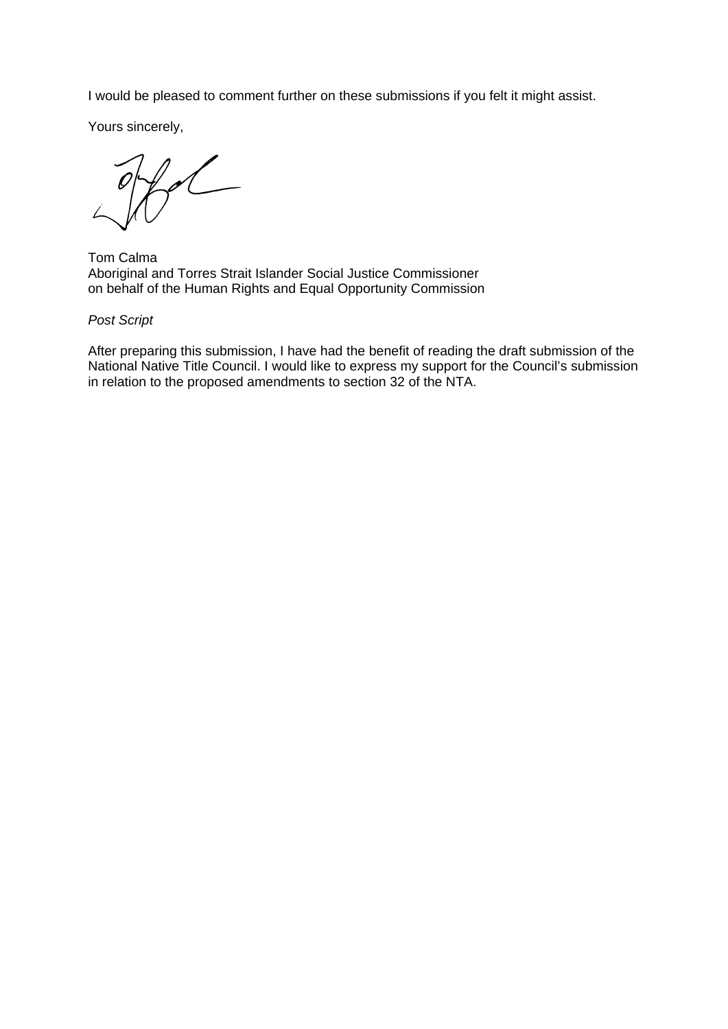I would be pleased to comment further on these submissions if you felt it might assist.

Yours sincerely,

Tom Calma
Aboriginal and Torres Strait Islander Social Justice Commissioner
on behalf of the Human Rights and Equal Opportunity Commission

*Post Script*

After preparing this submission, I have had the benefit of reading the draft submission of the National Native Title Council. I would like to express my support for the Council's submission in relation to the proposed amendments to section 32 of the NTA.